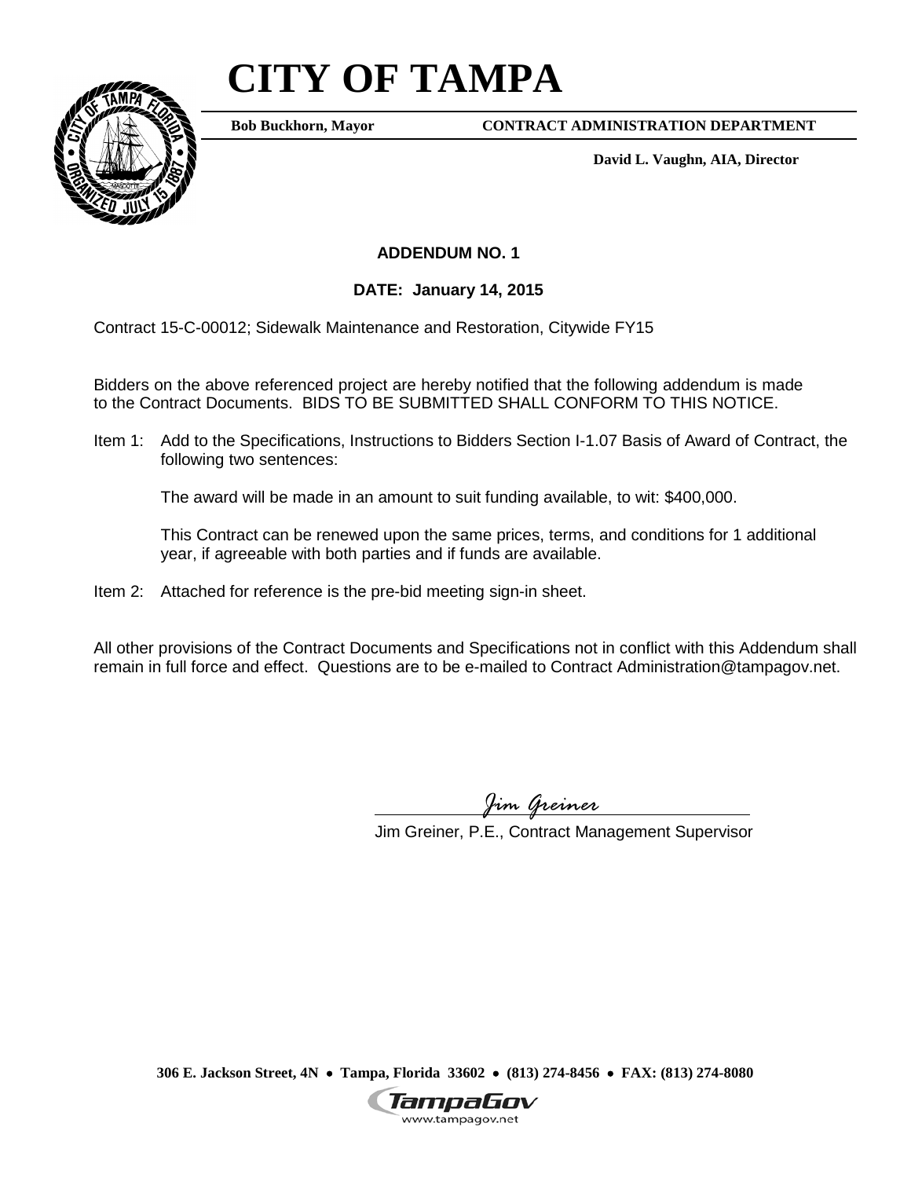# CITY OF TAMPA

**Bob Buckhorn, Mayor** | **CONTRACT ADMINISTRATION DEPARTMENT**

**David L. Vaughn, AIA, Director**

**ADDENDUM NO. 1**

**DATE: January 14, 2015**

Contract 15-C-00012; Sidewalk Maintenance and Restoration, Citywide FY15

Bidders on the above referenced project are hereby notified that the following addendum is made to the Contract Documents. BIDS TO BE SUBMITTED SHALL CONFORM TO THIS NOTICE.

Item 1: Add to the Specifications, Instructions to Bidders Section I-1.07 Basis of Award of Contract, the following two sentences:

The award will be made in an amount to suit funding available, to wit: $400,000.

This Contract can be renewed upon the same prices, terms, and conditions for 1 additional year, if agreeable with both parties and if funds are available.

Item 2: Attached for reference is the pre-bid meeting sign-in sheet.

All other provisions of the Contract Documents and Specifications not in conflict with this Addendum shall remain in full force and effect. Questions are to be e-mailed to Contract Administration@tampagov.net.

*Jim Greiner*

Jim Greiner, P.E., Contract Management Supervisor

**306 E. Jackson Street, 4N • Tampa, Florida 33602 • (813) 274-8456 • FAX: (813) 274-8080**

TampaGov
www.tampagov.net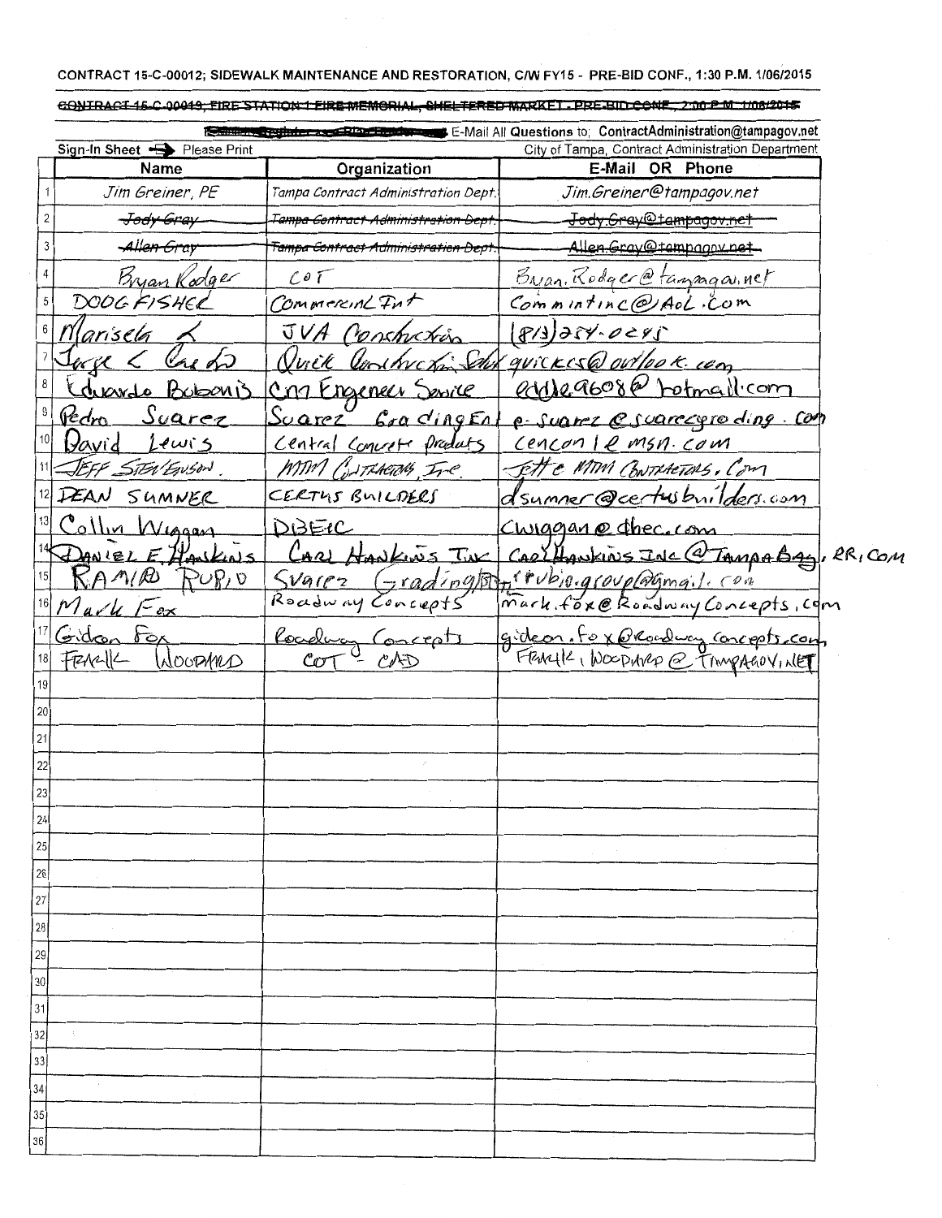CONTRACT 15-C-00012; SIDEWALK MAINTENANCE AND RESTORATION, C/W FY15 - PRE-BID CONF., 1:30 P.M. 1/06/2015

~~CONTRACT 15-C-00019; FIRE STATION 1 FIRE MEMORIAL, SHELTERED MARKET - PRE-BID CONF., 2:00 P.M. 1/06/2015~~

E-Mail All Questions to; ContractAdministration@tampagov.net

Sign-In Sheet → Please Print

City of Tampa, Contract Administration Department

| | Name | Organization | E-Mail OR Phone |
|---|---|---|---|
| 1 | Jim Greiner, PE | Tampa Contract Administration Dept. | Jim.Greiner@tampagov.net |
| 2 | ~~Jody Gray~~ | ~~Tampa Contract Administration Dept.~~ | ~~Jody.Gray@tampagov.net~~ |
| 3 | ~~Allen Gray~~ | ~~Tampa Contract Administration Dept.~~ | ~~Allen.Gray@tampagov.net~~ |
| 4 | Bryan Rodger | COT | Bryan.Rodger@tampagov.net |
| 5 | DOUG FISHER | Commercial Int | CommintInc@AOL.com |
| 6 | Marisela L | JVA Construction | (813)254-0245 |
| 7 | Jorge L Cuevo | Quick Construction Sol | quickcs@outlook.com |
| 8 | Eduardo Bobonis | CM Engineer Service | eddie9608@hotmail.com |
| 9 | Pedro Suarez | Suarez Grading Ent | p.suarez@suarezgrading.com |
| 10 | David Lewis | Central Concrete Products | cencon1@msn.com |
| 11 | JEFF STEVENSON | MTM CONTRACTORS, Inc. | Jeff@MTMCONTRACTORS.Com |
| 12 | DEAN SUMNER | CERTUS BUILDERS | dsumner@certusbuilders.com |
| 13 | Collin Wiggan | DBE&C | Cwiggan@dbec.com |
| 14 | DANIEL E HANKINS | CARL HANKINS INC | CARLHANKINSINC@TampaBay.RR.COM |
| 15 | RAMIRO RUBIO | Suarez Grading Ent | rrubio.group@gmail.com |
| 16 | Mark Fox | Roadway Concepts | mark.fox@RoadwayConcepts.com |
| 17 | Gideon Fox | Roadway Concepts | gideon.fox@Roadwayconcepts.com |
| 18 | FRANK WOODARD | COT - CAD | FRANK.WOODARD@TAMPAGOV.NET |
| 19 | | | |
| 20 | | | |
| 21 | | | |
| 22 | | | |
| 23 | | | |
| 24 | | | |
| 25 | | | |
| 26 | | | |
| 27 | | | |
| 28 | | | |
| 29 | | | |
| 30 | | | |
| 31 | | | |
| 32 | | | |
| 33 | | | |
| 34 | | | |
| 35 | | | |
| 36 | | | |